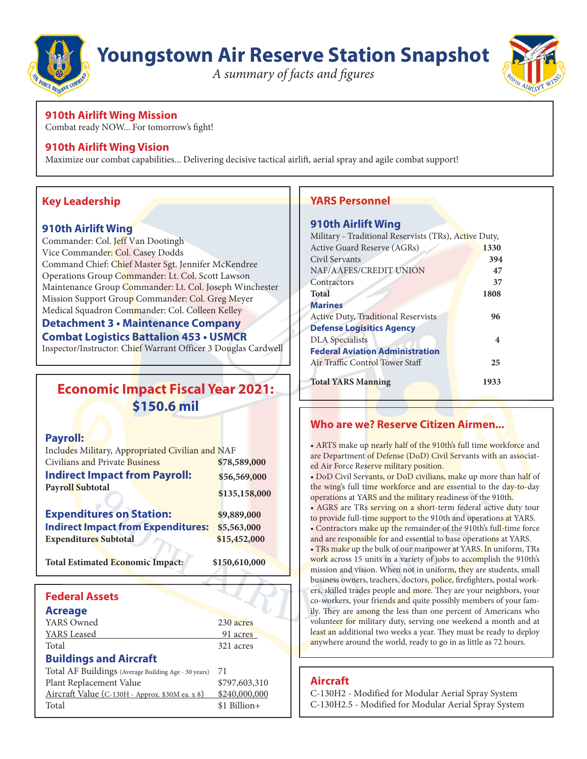# Youngstown Air Reserve Station Snapshot

*A summary of facts and figures*

## 910th Airlift Wing Mission

Combat ready NOW... For tomorrow's fight!

## 910th Airlift Wing Vision

Maximize our combat capabilities... Delivering decisive tactical airlift, aerial spray and agile combat support!

## Key Leadership

### 910th Airlift Wing

Commander: Col. Jeff Van Dootingh
Vice Commander: Col. Casey Dodds
Command Chief: Chief Master Sgt. Jennifer McKendree
Operations Group Commander: Lt. Col. Scott Lawson
Maintenance Group Commander: Lt. Col. Joseph Winchester
Mission Support Group Commander: Col. Greg Meyer
Medical Squadron Commander: Col. Colleen Kelley

### Detachment 3 • Maintenance Company Combat Logistics Battalion 453 • USMCR

Inspector/Instructor: Chief Warrant Officer 3 Douglas Cardwell

## Economic Impact Fiscal Year 2021: $150.6 mil

| | |
|---|---|
| **Payroll:** Includes Military, Appropriated Civilian and NAF Civilians and Private Business | **$78,589,000** |
| **Indirect Impact from Payroll:** | **$56,569,000** |
| **Payroll Subtotal** | **$135,158,000** |
| **Expenditures on Station:** | **$9,889,000** |
| **Indirect Impact from Expenditures:** | **$5,563,000** |
| **Expenditures Subtotal** | **$15,452,000** |
| **Total Estimated Economic Impact:** | **$150,610,000** |

## Federal Assets

### Acreage

| | |
|---|---|
| YARS Owned | 230 acres |
| YARS Leased | 91 acres |
| Total | 321 acres |

### Buildings and Aircraft

| | |
|---|---|
| Total AF Buildings (Average Building Age - 30 years) | 71 |
| Plant Replacement Value | $797,603,310 |
| Aircraft Value (C-130H - Approx. $30M ea. x 8) | $240,000,000 |
| Total | $1 Billion+ |

## YARS Personnel

| | |
|---|---|
| **910th Airlift Wing** | |
| Military - Traditional Reservists (TRs), Active Duty, Active Guard Reserve (AGRs) | **1330** |
| Civil Servants | **394** |
| NAF/AAFES/CREDIT UNION | **47** |
| Contractors | **37** |
| **Total** | **1808** |
| **Marines** | |
| Active Duty, Traditional Reservists | **96** |
| **Defense Logistics Agency** | |
| DLA Specialists | **4** |
| **Federal Aviation Administration** | |
| Air Traffic Control Tower Staff | **25** |
| **Total YARS Manning** | **1933** |

## Who are we? Reserve Citizen Airmen...

- ARTS make up nearly half of the 910th's full time workforce and are Department of Defense (DoD) Civil Servants with an associated Air Force Reserve military position.
- DoD Civil Servants, or DoD civilians, make up more than half of the wing's full time workforce and are essential to the day-to-day operations at YARS and the military readiness of the 910th.
- AGRS are TRs serving on a short-term federal active duty tour to provide full-time support to the 910th and operations at YARS.
- Contractors make up the remainder of the 910th's full-time force and are responsible for and essential to base operations at YARS.
- TRs make up the bulk of our manpower at YARS. In uniform, TRs work across 15 units in a variety of jobs to accomplish the 910th's mission and vision. When not in uniform, they are students, small business owners, teachers, doctors, police, firefighters, postal workers, skilled trades people and more. They are your neighbors, your co-workers, your friends and quite possibly members of your family. They are among the less than one percent of Americans who volunteer for military duty, serving one weekend a month and at least an additional two weeks a year. They must be ready to deploy anywhere around the world, ready to go in as little as 72 hours.

## Aircraft

C-130H2 - Modified for Modular Aerial Spray System
C-130H2.5 - Modified for Modular Aerial Spray System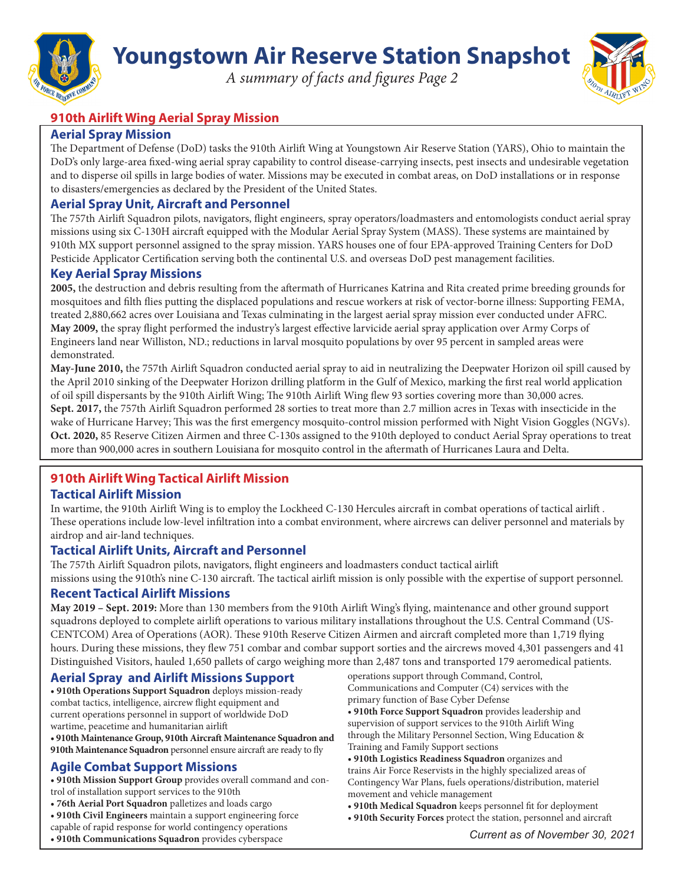# Youngstown Air Reserve Station Snapshot

*A summary of facts and figures Page 2*

## 910th Airlift Wing Aerial Spray Mission

### Aerial Spray Mission

The Department of Defense (DoD) tasks the 910th Airlift Wing at Youngstown Air Reserve Station (YARS), Ohio to maintain the DoD's only large-area fixed-wing aerial spray capability to control disease-carrying insects, pest insects and undesirable vegetation and to disperse oil spills in large bodies of water. Missions may be executed in combat areas, on DoD installations or in response to disasters/emergencies as declared by the President of the United States.

### Aerial Spray Unit, Aircraft and Personnel

The 757th Airlift Squadron pilots, navigators, flight engineers, spray operators/loadmasters and entomologists conduct aerial spray missions using six C-130H aircraft equipped with the Modular Aerial Spray System (MASS). These systems are maintained by 910th MX support personnel assigned to the spray mission. YARS houses one of four EPA-approved Training Centers for DoD Pesticide Applicator Certification serving both the continental U.S. and overseas DoD pest management facilities.

### Key Aerial Spray Missions

**2005,** the destruction and debris resulting from the aftermath of Hurricanes Katrina and Rita created prime breeding grounds for mosquitoes and filth flies putting the displaced populations and rescue workers at risk of vector-borne illness: Supporting FEMA, treated 2,880,662 acres over Louisiana and Texas culminating in the largest aerial spray mission ever conducted under AFRC.

**May 2009,** the spray flight performed the industry's largest effective larvicide aerial spray application over Army Corps of Engineers land near Williston, ND.; reductions in larval mosquito populations by over 95 percent in sampled areas were demonstrated.

**May-June 2010,** the 757th Airlift Squadron conducted aerial spray to aid in neutralizing the Deepwater Horizon oil spill caused by the April 2010 sinking of the Deepwater Horizon drilling platform in the Gulf of Mexico, marking the first real world application of oil spill dispersants by the 910th Airlift Wing; The 910th Airlift Wing flew 93 sorties covering more than 30,000 acres.

**Sept. 2017,** the 757th Airlift Squadron performed 28 sorties to treat more than 2.7 million acres in Texas with insecticide in the wake of Hurricane Harvey; This was the first emergency mosquito-control mission performed with Night Vision Goggles (NGVs).

**Oct. 2020,** 85 Reserve Citizen Airmen and three C-130s assigned to the 910th deployed to conduct Aerial Spray operations to treat more than 900,000 acres in southern Louisiana for mosquito control in the aftermath of Hurricanes Laura and Delta.

## 910th Airlift Wing Tactical Airlift Mission

### Tactical Airlift Mission

In wartime, the 910th Airlift Wing is to employ the Lockheed C-130 Hercules aircraft in combat operations of tactical airlift . These operations include low-level infiltration into a combat environment, where aircrews can deliver personnel and materials by airdrop and air-land techniques.

### Tactical Airlift Units, Aircraft and Personnel

The 757th Airlift Squadron pilots, navigators, flight engineers and loadmasters conduct tactical airlift missions using the 910th's nine C-130 aircraft. The tactical airlift mission is only possible with the expertise of support personnel.

### Recent Tactical Airlift Missions

**May 2019 – Sept. 2019:** More than 130 members from the 910th Airlift Wing's flying, maintenance and other ground support squadrons deployed to complete airlift operations to various military installations throughout the U.S. Central Command (US-CENTCOM) Area of Operations (AOR). These 910th Reserve Citizen Airmen and aircraft completed more than 1,719 flying hours. During these missions, they flew 751 combat and combat support sorties and the aircrews moved 4,301 passengers and 41 Distinguished Visitors, hauled 1,650 pallets of cargo weighing more than 2,487 tons and transported 179 aeromedical patients.

### Aerial Spray and Airlift Missions Support

- **910th Operations Support Squadron** deploys mission-ready combat tactics, intelligence, aircrew flight equipment and current operations personnel in support of worldwide DoD wartime, peacetime and humanitarian airlift
- **910th Maintenance Group, 910th Aircraft Maintenance Squadron and 910th Maintenance Squadron** personnel ensure aircraft are ready to fly

### Agile Combat Support Missions

- **910th Mission Support Group** provides overall command and control of installation support services to the 910th
- **76th Aerial Port Squadron** palletizes and loads cargo
- **910th Civil Engineers** maintain a support engineering force capable of rapid response for world contingency operations
- **910th Communications Squadron** provides cyberspace operations support through Command, Control, Communications and Computer (C4) services with the primary function of Base Cyber Defense
- **910th Force Support Squadron** provides leadership and supervision of support services to the 910th Airlift Wing through the Military Personnel Section, Wing Education & Training and Family Support sections
- **910th Logistics Readiness Squadron** organizes and trains Air Force Reservists in the highly specialized areas of Contingency War Plans, fuels operations/distribution, materiel movement and vehicle management
- **910th Medical Squadron** keeps personnel fit for deployment
- **910th Security Forces** protect the station, personnel and aircraft

*Current as of November 30, 2021*